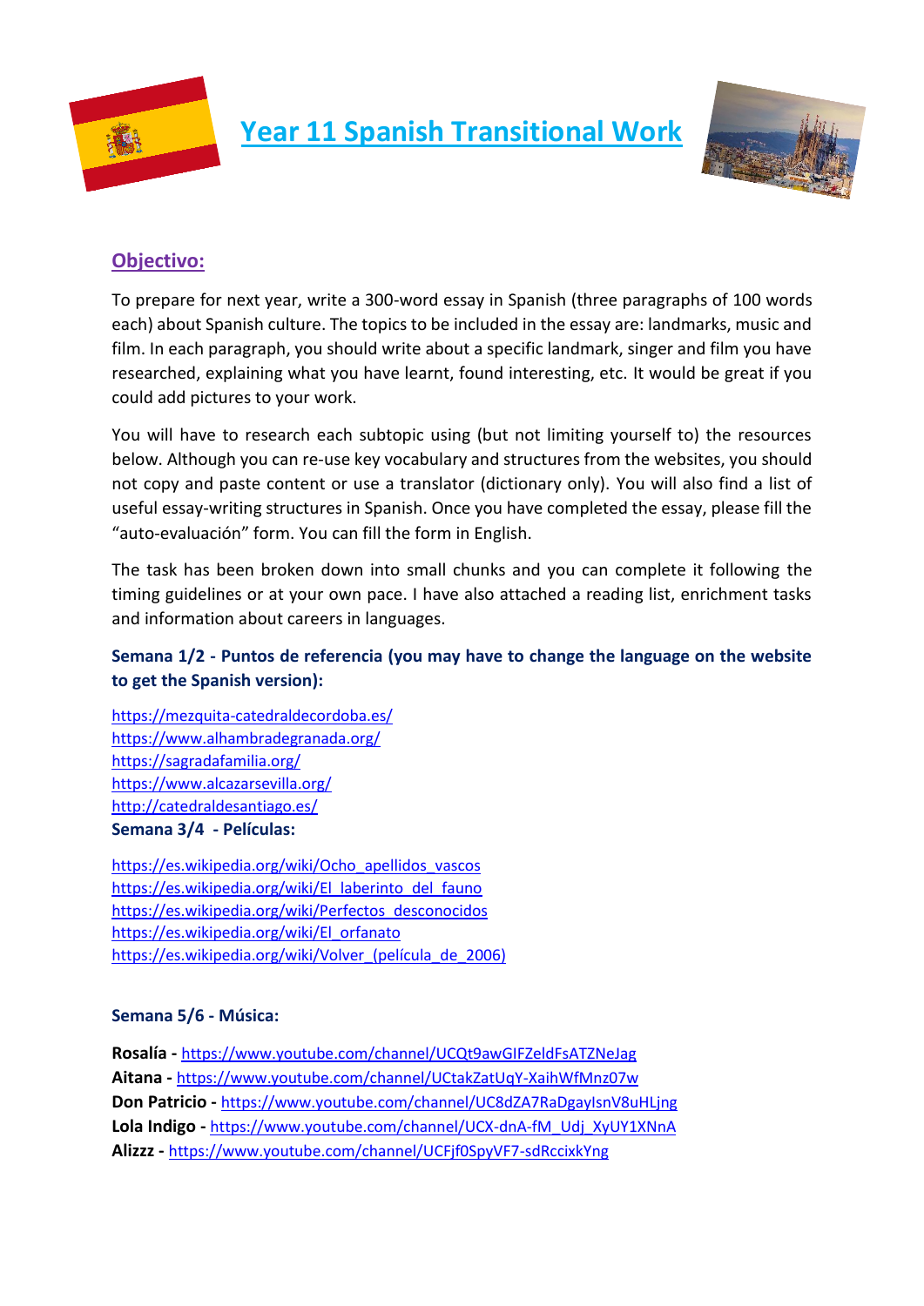# Year 11 Spanish Transitional Work

## Objectivo:

To prepare for next year, write a 300-word essay in Spanish (three paragraphs of 100 words each) about Spanish culture. The topics to be included in the essay are: landmarks, music and film. In each paragraph, you should write about a specific landmark, singer and film you have researched, explaining what you have learnt, found interesting, etc. It would be great if you could add pictures to your work.

You will have to research each subtopic using (but not limiting yourself to) the resources below. Although you can re-use key vocabulary and structures from the websites, you should not copy and paste content or use a translator (dictionary only). You will also find a list of useful essay-writing structures in Spanish. Once you have completed the essay, please fill the "auto-evaluación" form. You can fill the form in English.

The task has been broken down into small chunks and you can complete it following the timing guidelines or at your own pace. I have also attached a reading list, enrichment tasks and information about careers in languages.

### Semana 1/2 - Puntos de referencia (you may have to change the language on the website to get the Spanish version):

https://mezquita-catedraldecordoba.es/
https://www.alhambradegranada.org/
https://sagradafamilia.org/
https://www.alcazarsevilla.org/
http://catedraldesantiago.es/

### Semana 3/4 - Películas:

https://es.wikipedia.org/wiki/Ocho_apellidos_vascos
https://es.wikipedia.org/wiki/El_laberinto_del_fauno
https://es.wikipedia.org/wiki/Perfectos_desconocidos
https://es.wikipedia.org/wiki/El_orfanato
https://es.wikipedia.org/wiki/Volver_(película_de_2006)

### Semana 5/6 - Música:

**Rosalía** - https://www.youtube.com/channel/UCQt9awGIFZeldFsATZNeJag
**Aitana** - https://www.youtube.com/channel/UCtakZatUqY-XaihWfMnz07w
**Don Patricio** - https://www.youtube.com/channel/UC8dZA7RaDgayIsnV8uHLjng
**Lola Indigo** - https://www.youtube.com/channel/UCX-dnA-fM_Udj_XyUY1XNnA
**Alizzz** - https://www.youtube.com/channel/UCFjf0SpyVF7-sdRccixkYng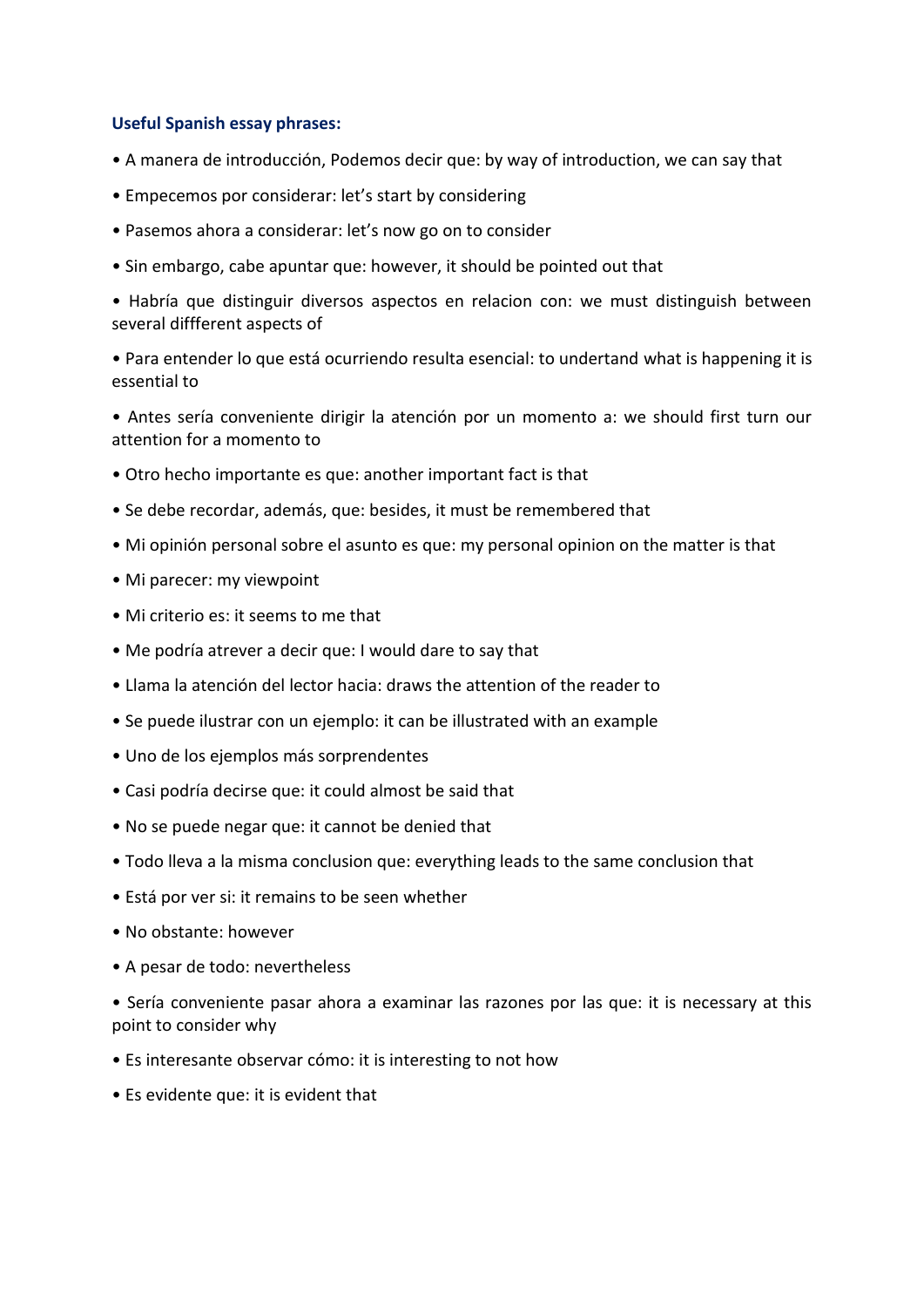**Useful Spanish essay phrases:**

- A manera de introducción, Podemos decir que: by way of introduction, we can say that
- Empecemos por considerar: let's start by considering
- Pasemos ahora a considerar: let's now go on to consider
- Sin embargo, cabe apuntar que: however, it should be pointed out that
- Habría que distinguir diversos aspectos en relacion con: we must distinguish between several diffferent aspects of
- Para entender lo que está ocurriendo resulta esencial: to undertand what is happening it is essential to
- Antes sería conveniente dirigir la atención por un momento a: we should first turn our attention for a momento to
- Otro hecho importante es que: another important fact is that
- Se debe recordar, además, que: besides, it must be remembered that
- Mi opinión personal sobre el asunto es que: my personal opinion on the matter is that
- Mi parecer: my viewpoint
- Mi criterio es: it seems to me that
- Me podría atrever a decir que: I would dare to say that
- Llama la atención del lector hacia: draws the attention of the reader to
- Se puede ilustrar con un ejemplo: it can be illustrated with an example
- Uno de los ejemplos más sorprendentes
- Casi podría decirse que: it could almost be said that
- No se puede negar que: it cannot be denied that
- Todo lleva a la misma conclusion que: everything leads to the same conclusion that
- Está por ver si: it remains to be seen whether
- No obstante: however
- A pesar de todo: nevertheless
- Sería conveniente pasar ahora a examinar las razones por las que: it is necessary at this point to consider why
- Es interesante observar cómo: it is interesting to not how
- Es evidente que: it is evident that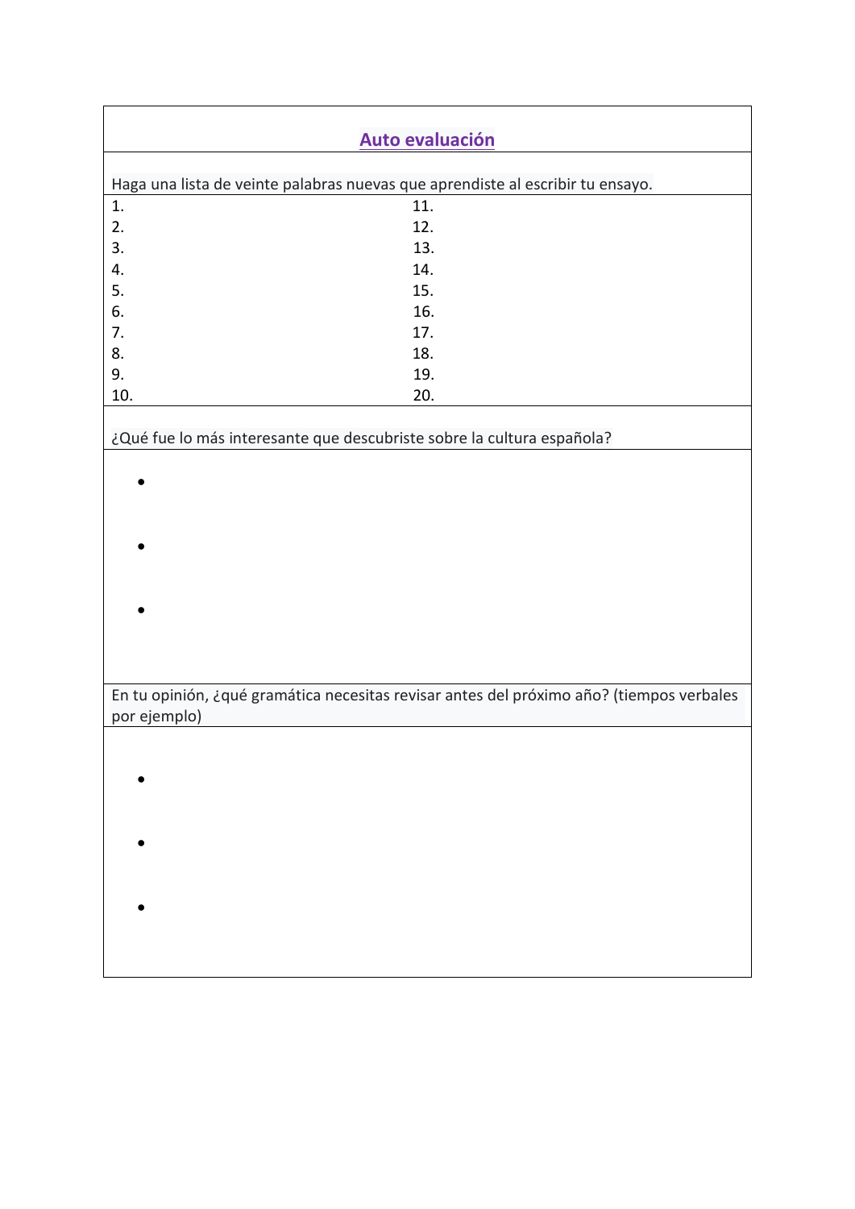## Auto evaluación

Haga una lista de veinte palabras nuevas que aprendiste al escribir tu ensayo.

| | |
|---|---|
| 1. | 11. |
| 2. | 12. |
| 3. | 13. |
| 4. | 14. |
| 5. | 15. |
| 6. | 16. |
| 7. | 17. |
| 8. | 18. |
| 9. | 19. |
| 10. | 20. |

¿Qué fue lo más interesante que descubriste sobre la cultura española?

- 
- 
- 

En tu opinión, ¿qué gramática necesitas revisar antes del próximo año? (tiempos verbales por ejemplo)

- 
- 
-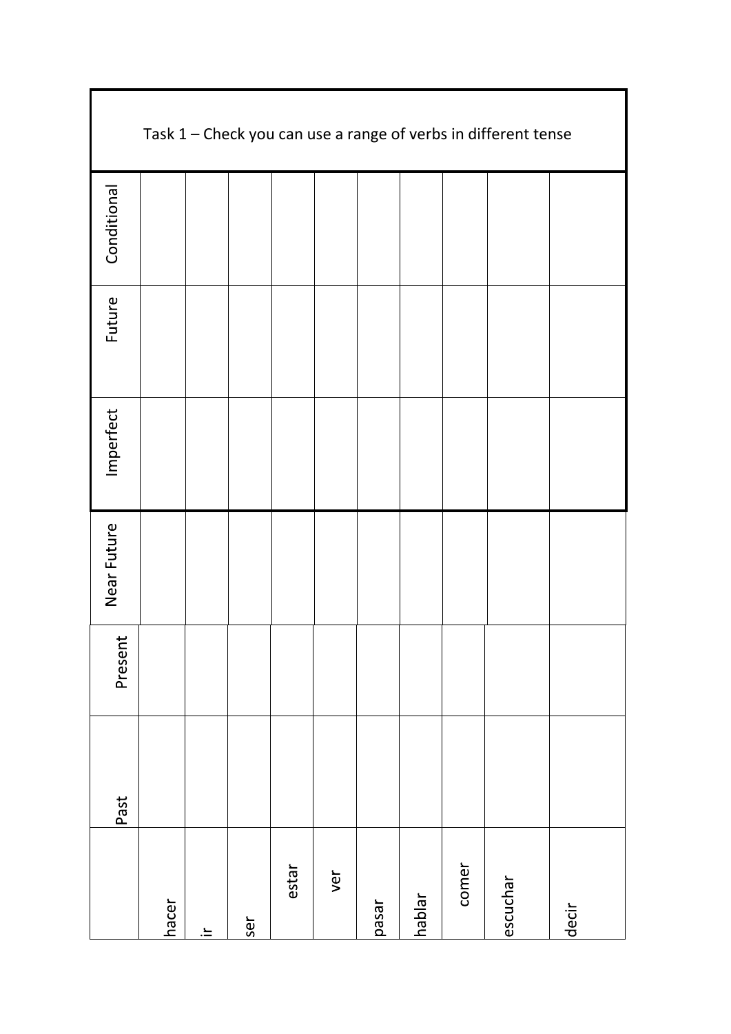Task 1 – Check you can use a range of verbs in different tense

| | Past | Present | Near Future | Imperfect | Future | Conditional |
|---|---|---|---|---|---|---|
| hacer | | | | | | |
| ir | | | | | | |
| ser | | | | | | |
| estar | | | | | | |
| ver | | | | | | |
| pasar | | | | | | |
| hablar | | | | | | |
| comer | | | | | | |
| escuchar | | | | | | |
| decir | | | | | | |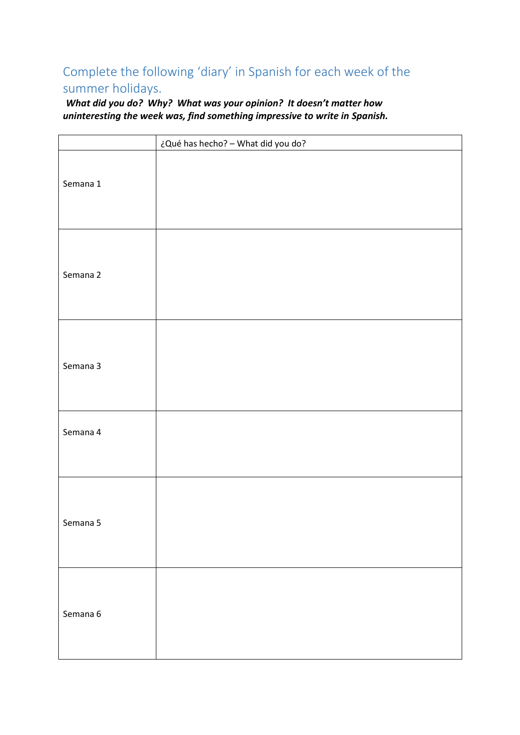## Complete the following 'diary' in Spanish for each week of the summer holidays.

***What did you do? Why? What was your opinion? It doesn't matter how uninteresting the week was, find something impressive to write in Spanish.***

| | ¿Qué has hecho? – What did you do? |
|---|---|
| Semana 1 | |
| Semana 2 | |
| Semana 3 | |
| Semana 4 | |
| Semana 5 | |
| Semana 6 | |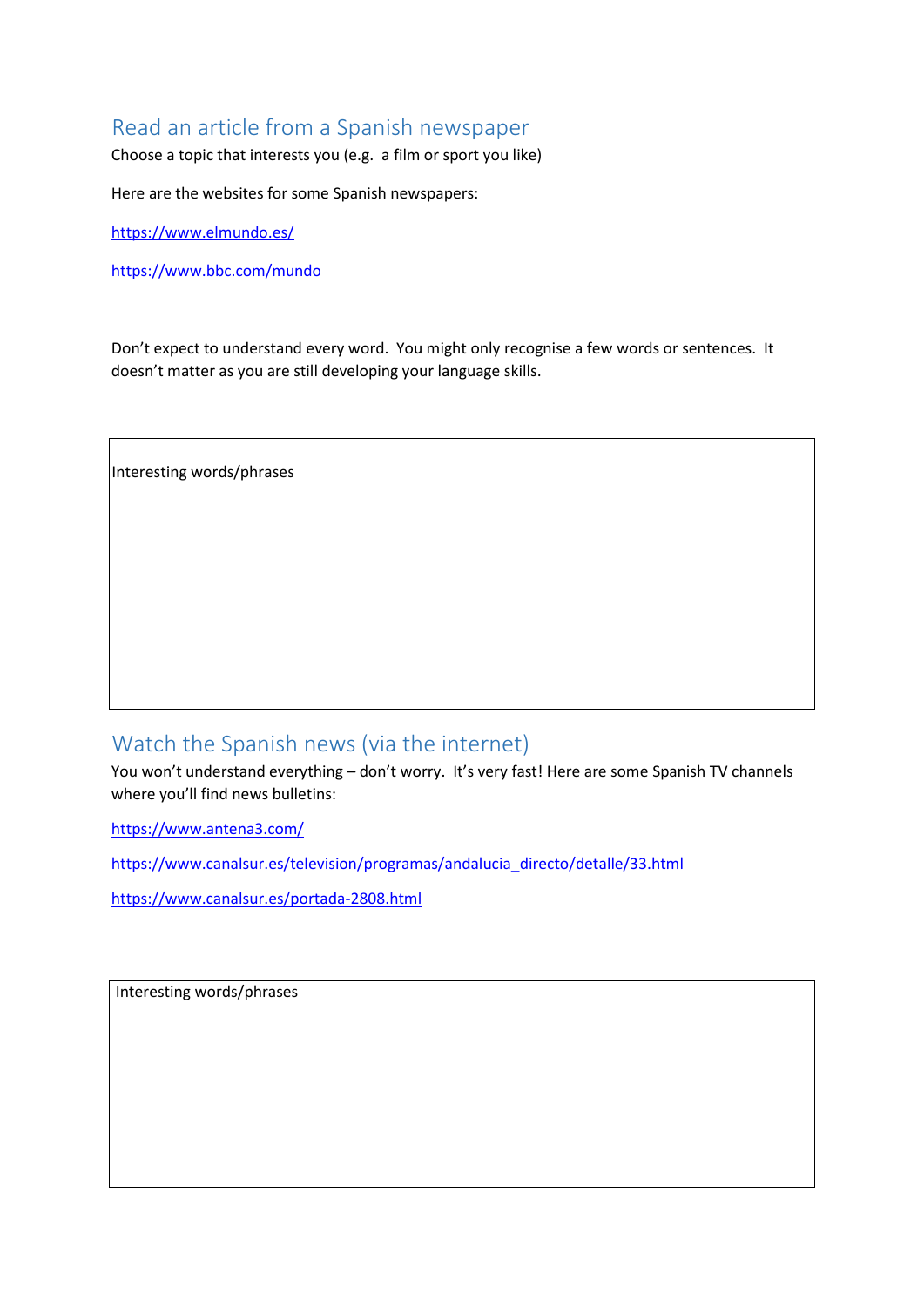## Read an article from a Spanish newspaper

Choose a topic that interests you (e.g. a film or sport you like)

Here are the websites for some Spanish newspapers:

https://www.elmundo.es/

https://www.bbc.com/mundo

Don't expect to understand every word. You might only recognise a few words or sentences. It doesn't matter as you are still developing your language skills.

| Interesting words/phrases |
| --- |
| |

## Watch the Spanish news (via the internet)

You won't understand everything – don't worry. It's very fast! Here are some Spanish TV channels where you'll find news bulletins:

https://www.antena3.com/

https://www.canalsur.es/television/programas/andalucia_directo/detalle/33.html

https://www.canalsur.es/portada-2808.html

| Interesting words/phrases |
| --- |
| |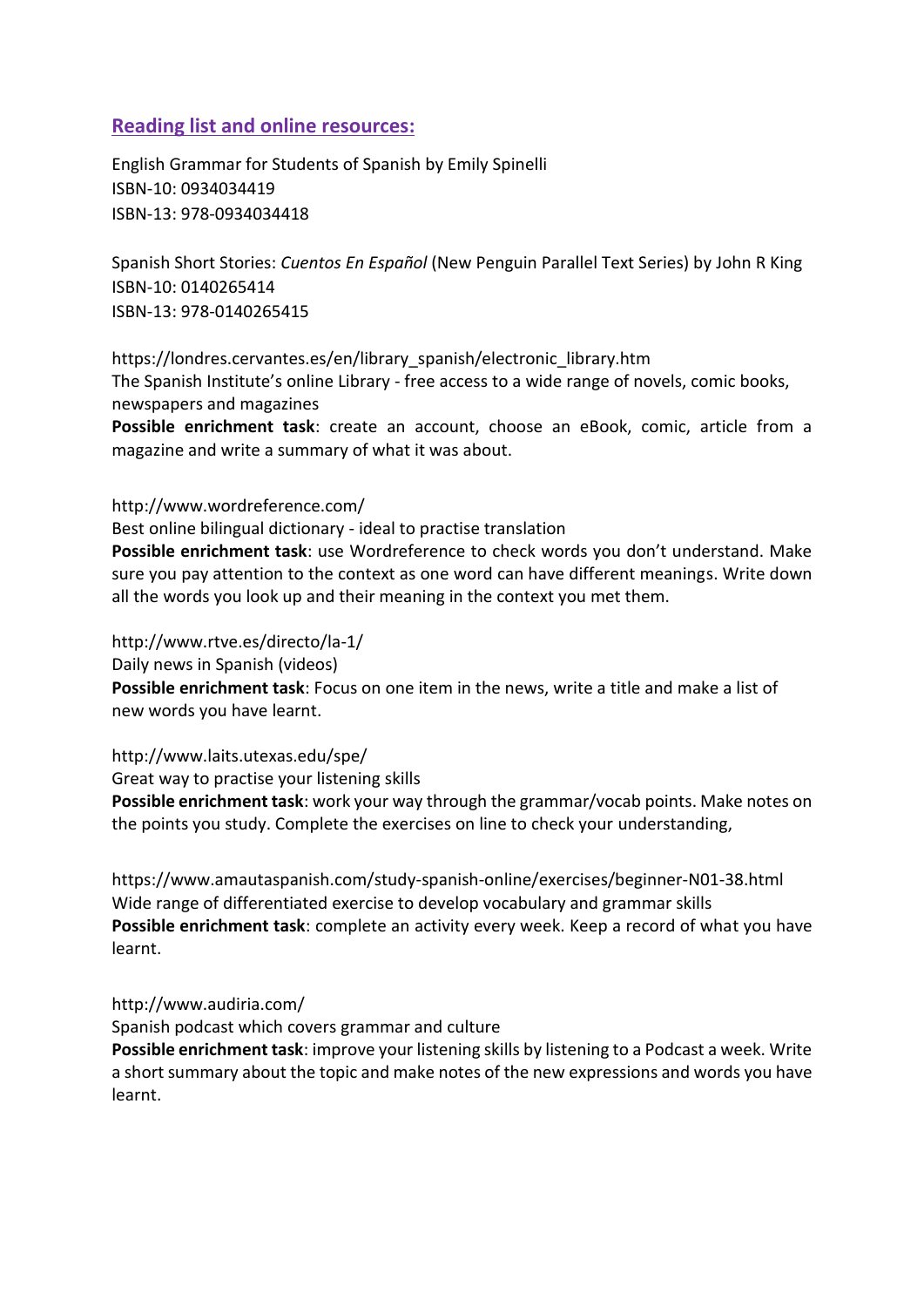## Reading list and online resources:

English Grammar for Students of Spanish by Emily Spinelli
ISBN-10: 0934034419
ISBN-13: 978-0934034418

Spanish Short Stories: *Cuentos En Español* (New Penguin Parallel Text Series) by John R King
ISBN-10: 0140265414
ISBN-13: 978-0140265415

https://londres.cervantes.es/en/library_spanish/electronic_library.htm
The Spanish Institute's online Library - free access to a wide range of novels, comic books, newspapers and magazines
**Possible enrichment task**: create an account, choose an eBook, comic, article from a magazine and write a summary of what it was about.

http://www.wordreference.com/
Best online bilingual dictionary - ideal to practise translation
**Possible enrichment task**: use Wordreference to check words you don't understand. Make sure you pay attention to the context as one word can have different meanings. Write down all the words you look up and their meaning in the context you met them.

http://www.rtve.es/directo/la-1/
Daily news in Spanish (videos)
**Possible enrichment task**: Focus on one item in the news, write a title and make a list of new words you have learnt.

http://www.laits.utexas.edu/spe/
Great way to practise your listening skills
**Possible enrichment task**: work your way through the grammar/vocab points. Make notes on the points you study. Complete the exercises on line to check your understanding,

https://www.amautaspanish.com/study-spanish-online/exercises/beginner-N01-38.html
Wide range of differentiated exercise to develop vocabulary and grammar skills
**Possible enrichment task**: complete an activity every week. Keep a record of what you have learnt.

http://www.audiria.com/
Spanish podcast which covers grammar and culture
**Possible enrichment task**: improve your listening skills by listening to a Podcast a week. Write a short summary about the topic and make notes of the new expressions and words you have learnt.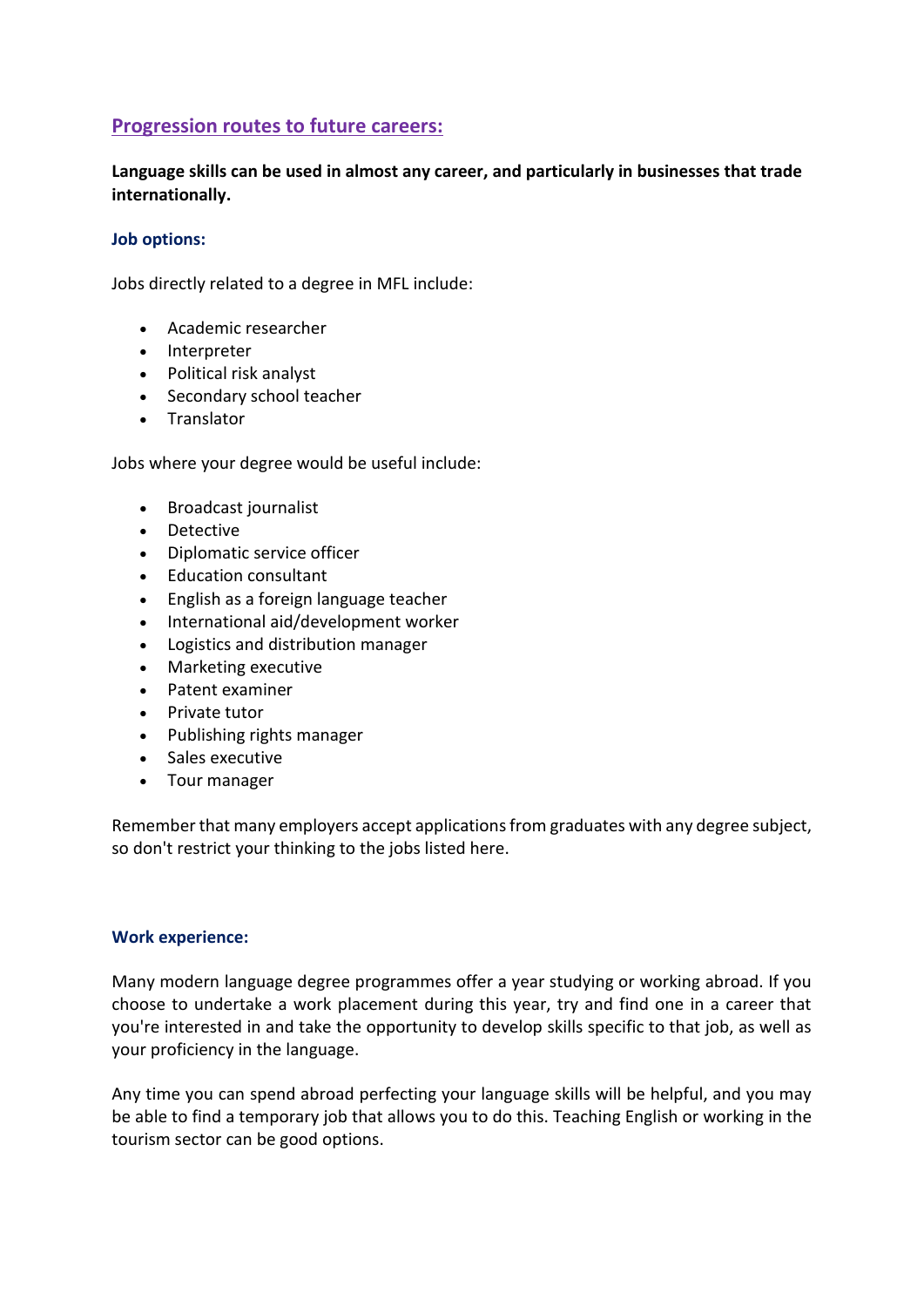## Progression routes to future careers:

**Language skills can be used in almost any career, and particularly in businesses that trade internationally.**

### Job options:

Jobs directly related to a degree in MFL include:

- Academic researcher
- Interpreter
- Political risk analyst
- Secondary school teacher
- Translator

Jobs where your degree would be useful include:

- Broadcast journalist
- Detective
- Diplomatic service officer
- Education consultant
- English as a foreign language teacher
- International aid/development worker
- Logistics and distribution manager
- Marketing executive
- Patent examiner
- Private tutor
- Publishing rights manager
- Sales executive
- Tour manager

Remember that many employers accept applications from graduates with any degree subject, so don't restrict your thinking to the jobs listed here.

### Work experience:

Many modern language degree programmes offer a year studying or working abroad. If you choose to undertake a work placement during this year, try and find one in a career that you're interested in and take the opportunity to develop skills specific to that job, as well as your proficiency in the language.

Any time you can spend abroad perfecting your language skills will be helpful, and you may be able to find a temporary job that allows you to do this. Teaching English or working in the tourism sector can be good options.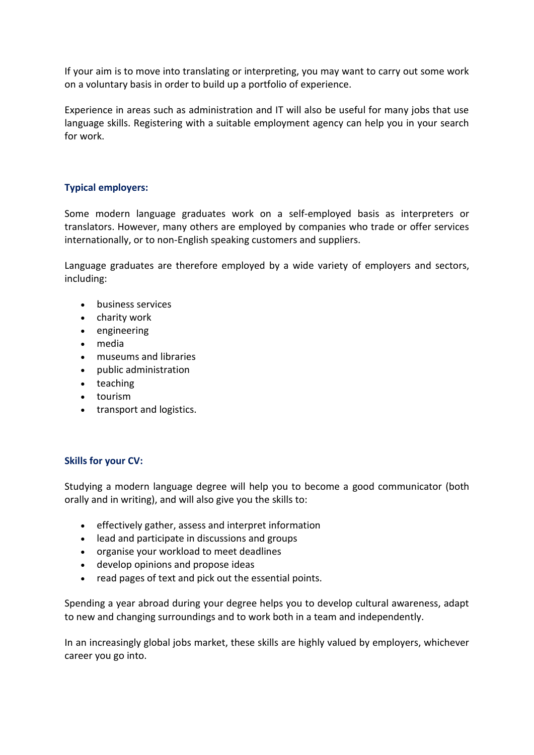If your aim is to move into translating or interpreting, you may want to carry out some work on a voluntary basis in order to build up a portfolio of experience.

Experience in areas such as administration and IT will also be useful for many jobs that use language skills. Registering with a suitable employment agency can help you in your search for work.

### Typical employers:

Some modern language graduates work on a self-employed basis as interpreters or translators. However, many others are employed by companies who trade or offer services internationally, or to non-English speaking customers and suppliers.

Language graduates are therefore employed by a wide variety of employers and sectors, including:

- business services
- charity work
- engineering
- media
- museums and libraries
- public administration
- teaching
- tourism
- transport and logistics.

### Skills for your CV:

Studying a modern language degree will help you to become a good communicator (both orally and in writing), and will also give you the skills to:

- effectively gather, assess and interpret information
- lead and participate in discussions and groups
- organise your workload to meet deadlines
- develop opinions and propose ideas
- read pages of text and pick out the essential points.

Spending a year abroad during your degree helps you to develop cultural awareness, adapt to new and changing surroundings and to work both in a team and independently.

In an increasingly global jobs market, these skills are highly valued by employers, whichever career you go into.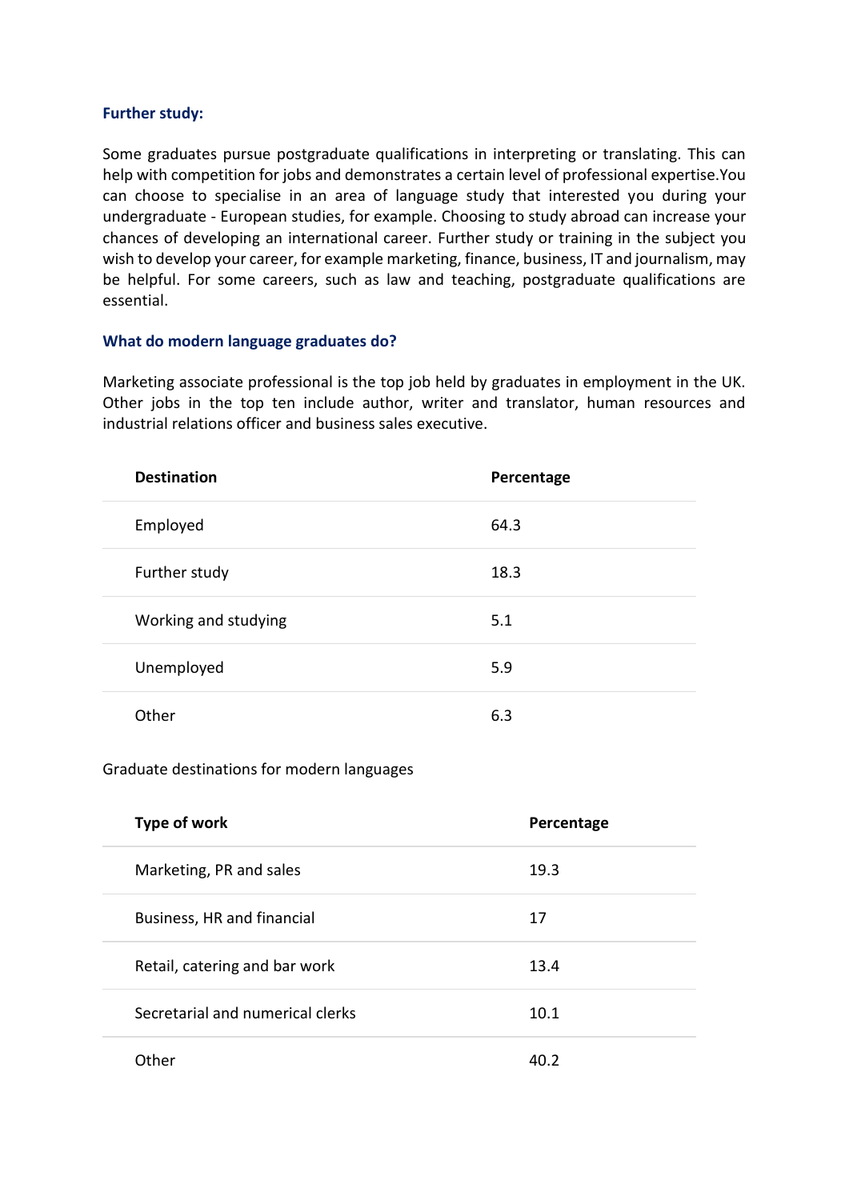### Further study:

Some graduates pursue postgraduate qualifications in interpreting or translating. This can help with competition for jobs and demonstrates a certain level of professional expertise.You can choose to specialise in an area of language study that interested you during your undergraduate - European studies, for example. Choosing to study abroad can increase your chances of developing an international career. Further study or training in the subject you wish to develop your career, for example marketing, finance, business, IT and journalism, may be helpful. For some careers, such as law and teaching, postgraduate qualifications are essential.

### What do modern language graduates do?

Marketing associate professional is the top job held by graduates in employment in the UK. Other jobs in the top ten include author, writer and translator, human resources and industrial relations officer and business sales executive.

| Destination | Percentage |
|---|---|
| Employed | 64.3 |
| Further study | 18.3 |
| Working and studying | 5.1 |
| Unemployed | 5.9 |
| Other | 6.3 |

Graduate destinations for modern languages

| Type of work | Percentage |
|---|---|
| Marketing, PR and sales | 19.3 |
| Business, HR and financial | 17 |
| Retail, catering and bar work | 13.4 |
| Secretarial and numerical clerks | 10.1 |
| Other | 40.2 |